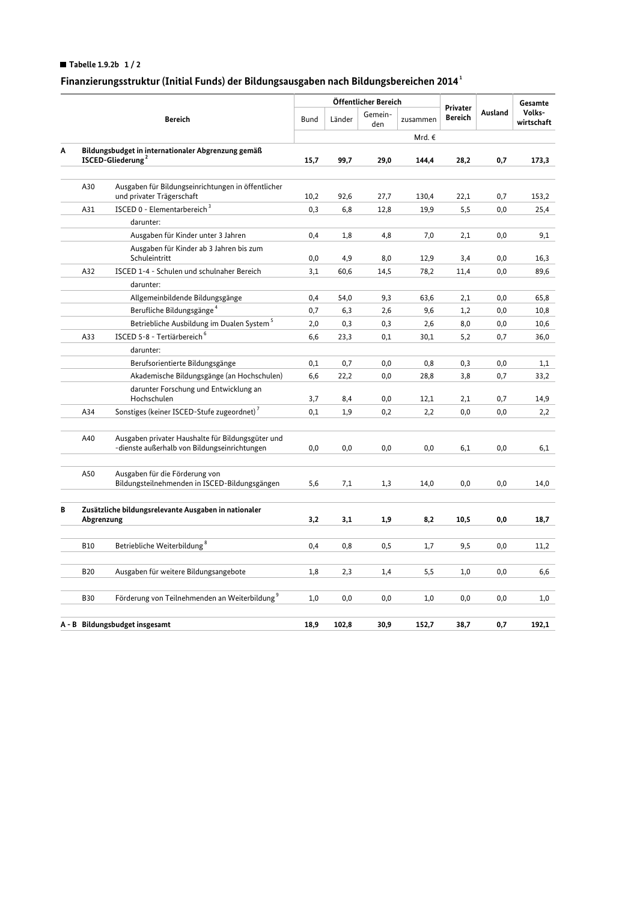**Tabelle 1.9.2b 1 / 2**

## Finanzierungsstruktur (Initial Funds) der Bildungsausgaben nach Bildungsbereichen 2014[1]

| | | Bereich | Öffentlicher Bereich | | | | Privater Bereich | Ausland | Gesamte Volks-wirtschaft |
|---|---|---|---|---|---|---|---|---|---|
| | | | Bund | Länder | Gemein-den | zusammen | | | |
| | | | Mrd. € | | | | | | |
| **A** | **Bildungsbudget in internationaler Abgrenzung gemäß ISCED-Gliederung[2]** | | **15,7** | **99,7** | **29,0** | **144,4** | **28,2** | **0,7** | **173,3** |
| | A30 | Ausgaben für Bildungseinrichtungen in öffentlicher und privater Trägerschaft | 10,2 | 92,6 | 27,7 | 130,4 | 22,1 | 0,7 | 153,2 |
| | A31 | ISCED 0 - Elementarbereich[3] | 0,3 | 6,8 | 12,8 | 19,9 | 5,5 | 0,0 | 25,4 |
| | | darunter: | | | | | | | |
| | | Ausgaben für Kinder unter 3 Jahren | 0,4 | 1,8 | 4,8 | 7,0 | 2,1 | 0,0 | 9,1 |
| | | Ausgaben für Kinder ab 3 Jahren bis zum Schuleintritt | 0,0 | 4,9 | 8,0 | 12,9 | 3,4 | 0,0 | 16,3 |
| | A32 | ISCED 1-4 - Schulen und schulnaher Bereich | 3,1 | 60,6 | 14,5 | 78,2 | 11,4 | 0,0 | 89,6 |
| | | darunter: | | | | | | | |
| | | Allgemeinbildende Bildungsgänge | 0,4 | 54,0 | 9,3 | 63,6 | 2,1 | 0,0 | 65,8 |
| | | Berufliche Bildungsgänge[4] | 0,7 | 6,3 | 2,6 | 9,6 | 1,2 | 0,0 | 10,8 |
| | | Betriebliche Ausbildung im Dualen System[5] | 2,0 | 0,3 | 0,3 | 2,6 | 8,0 | 0,0 | 10,6 |
| | A33 | ISCED 5-8 - Tertiärbereich[6] | 6,6 | 23,3 | 0,1 | 30,1 | 5,2 | 0,7 | 36,0 |
| | | darunter: | | | | | | | |
| | | Berufsorientierte Bildungsgänge | 0,1 | 0,7 | 0,0 | 0,8 | 0,3 | 0,0 | 1,1 |
| | | Akademische Bildungsgänge (an Hochschulen) | 6,6 | 22,2 | 0,0 | 28,8 | 3,8 | 0,7 | 33,2 |
| | | darunter Forschung und Entwicklung an Hochschulen | 3,7 | 8,4 | 0,0 | 12,1 | 2,1 | 0,7 | 14,9 |
| | A34 | Sonstiges (keiner ISCED-Stufe zugeordnet)[7] | 0,1 | 1,9 | 0,2 | 2,2 | 0,0 | 0,0 | 2,2 |
| | A40 | Ausgaben privater Haushalte für Bildungsgüter und -dienste außerhalb von Bildungseinrichtungen | 0,0 | 0,0 | 0,0 | 0,0 | 6,1 | 0,0 | 6,1 |
| | A50 | Ausgaben für die Förderung von Bildungsteilnehmenden in ISCED-Bildungsgängen | 5,6 | 7,1 | 1,3 | 14,0 | 0,0 | 0,0 | 14,0 |
| **B** | **Zusätzliche bildungsrelevante Ausgaben in nationaler Abgrenzung** | | **3,2** | **3,1** | **1,9** | **8,2** | **10,5** | **0,0** | **18,7** |
| | B10 | Betriebliche Weiterbildung[8] | 0,4 | 0,8 | 0,5 | 1,7 | 9,5 | 0,0 | 11,2 |
| | B20 | Ausgaben für weitere Bildungsangebote | 1,8 | 2,3 | 1,4 | 5,5 | 1,0 | 0,0 | 6,6 |
| | B30 | Förderung von Teilnehmenden an Weiterbildung[9] | 1,0 | 0,0 | 0,0 | 1,0 | 0,0 | 0,0 | 1,0 |
| **A - B** | **Bildungsbudget insgesamt** | | **18,9** | **102,8** | **30,9** | **152,7** | **38,7** | **0,7** | **192,1** |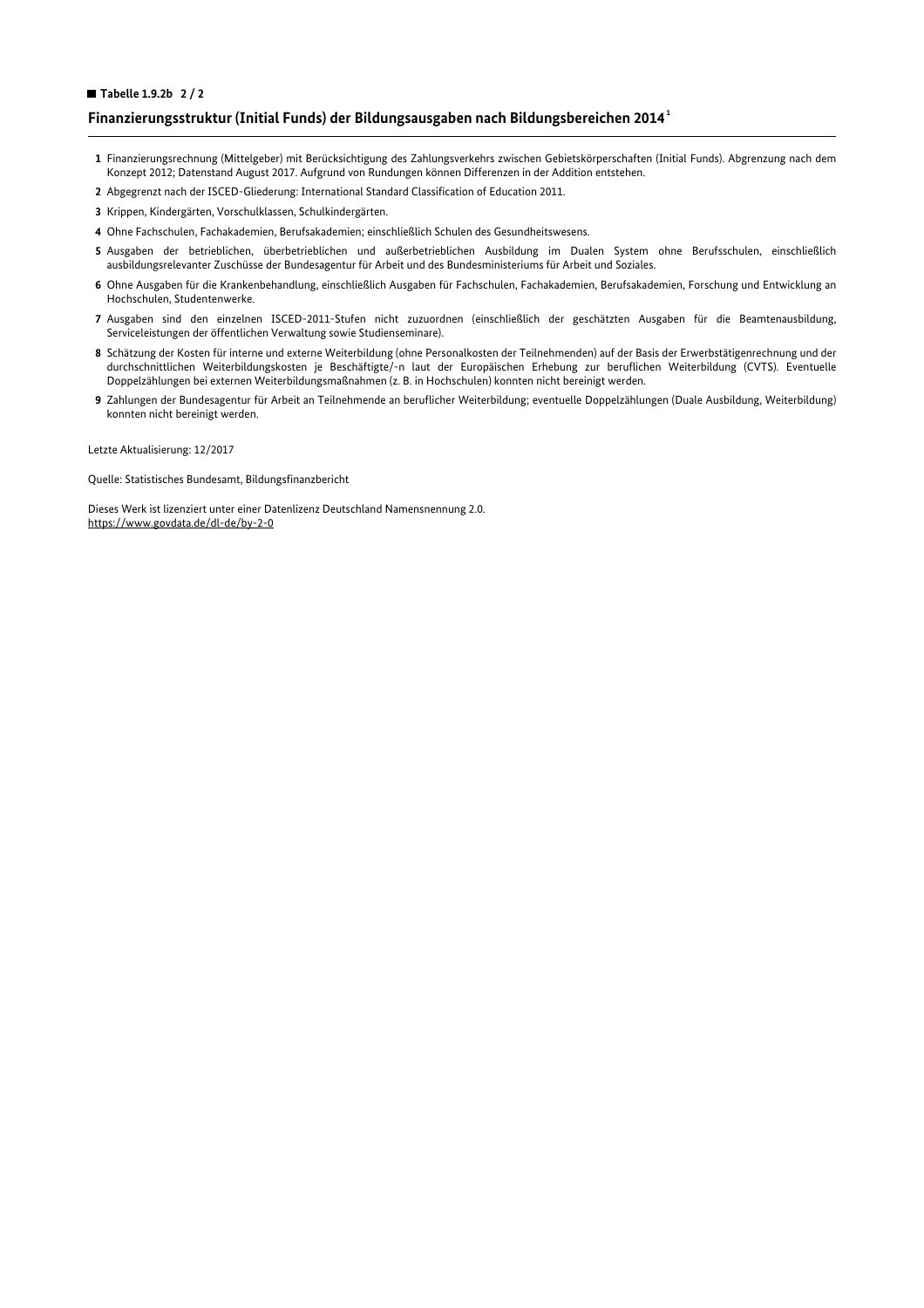**Tabelle 1.9.2b 2 / 2**

## Finanzierungsstruktur (Initial Funds) der Bildungsausgaben nach Bildungsbereichen 2014[1]

**1** Finanzierungsrechnung (Mittelgeber) mit Berücksichtigung des Zahlungsverkehrs zwischen Gebietskörperschaften (Initial Funds). Abgrenzung nach dem Konzept 2012; Datenstand August 2017. Aufgrund von Rundungen können Differenzen in der Addition entstehen.

**2** Abgegrenzt nach der ISCED-Gliederung: International Standard Classification of Education 2011.

**3** Krippen, Kindergärten, Vorschulklassen, Schulkindergärten.

**4** Ohne Fachschulen, Fachakademien, Berufsakademien; einschließlich Schulen des Gesundheitswesens.

**5** Ausgaben der betrieblichen, überbetrieblichen und außerbetrieblichen Ausbildung im Dualen System ohne Berufsschulen, einschließlich ausbildungsrelevanter Zuschüsse der Bundesagentur für Arbeit und des Bundesministeriums für Arbeit und Soziales.

**6** Ohne Ausgaben für die Krankenbehandlung, einschließlich Ausgaben für Fachschulen, Fachakademien, Berufsakademien, Forschung und Entwicklung an Hochschulen, Studentenwerke.

**7** Ausgaben sind den einzelnen ISCED-2011-Stufen nicht zuzuordnen (einschließlich der geschätzten Ausgaben für die Beamtenausbildung, Serviceleistungen der öffentlichen Verwaltung sowie Studienseminare).

**8** Schätzung der Kosten für interne und externe Weiterbildung (ohne Personalkosten der Teilnehmenden) auf der Basis der Erwerbstätigenrechnung und der durchschnittlichen Weiterbildungskosten je Beschäftigte/-n laut der Europäischen Erhebung zur beruflichen Weiterbildung (CVTS). Eventuelle Doppelzählungen bei externen Weiterbildungsmaßnahmen (z. B. in Hochschulen) konnten nicht bereinigt werden.

**9** Zahlungen der Bundesagentur für Arbeit an Teilnehmende an beruflicher Weiterbildung; eventuelle Doppelzählungen (Duale Ausbildung, Weiterbildung) konnten nicht bereinigt werden.

Letzte Aktualisierung: 12/2017

Quelle: Statistisches Bundesamt, Bildungsfinanzbericht

Dieses Werk ist lizenziert unter einer Datenlizenz Deutschland Namensnennung 2.0.
https://www.govdata.de/dl-de/by-2-0